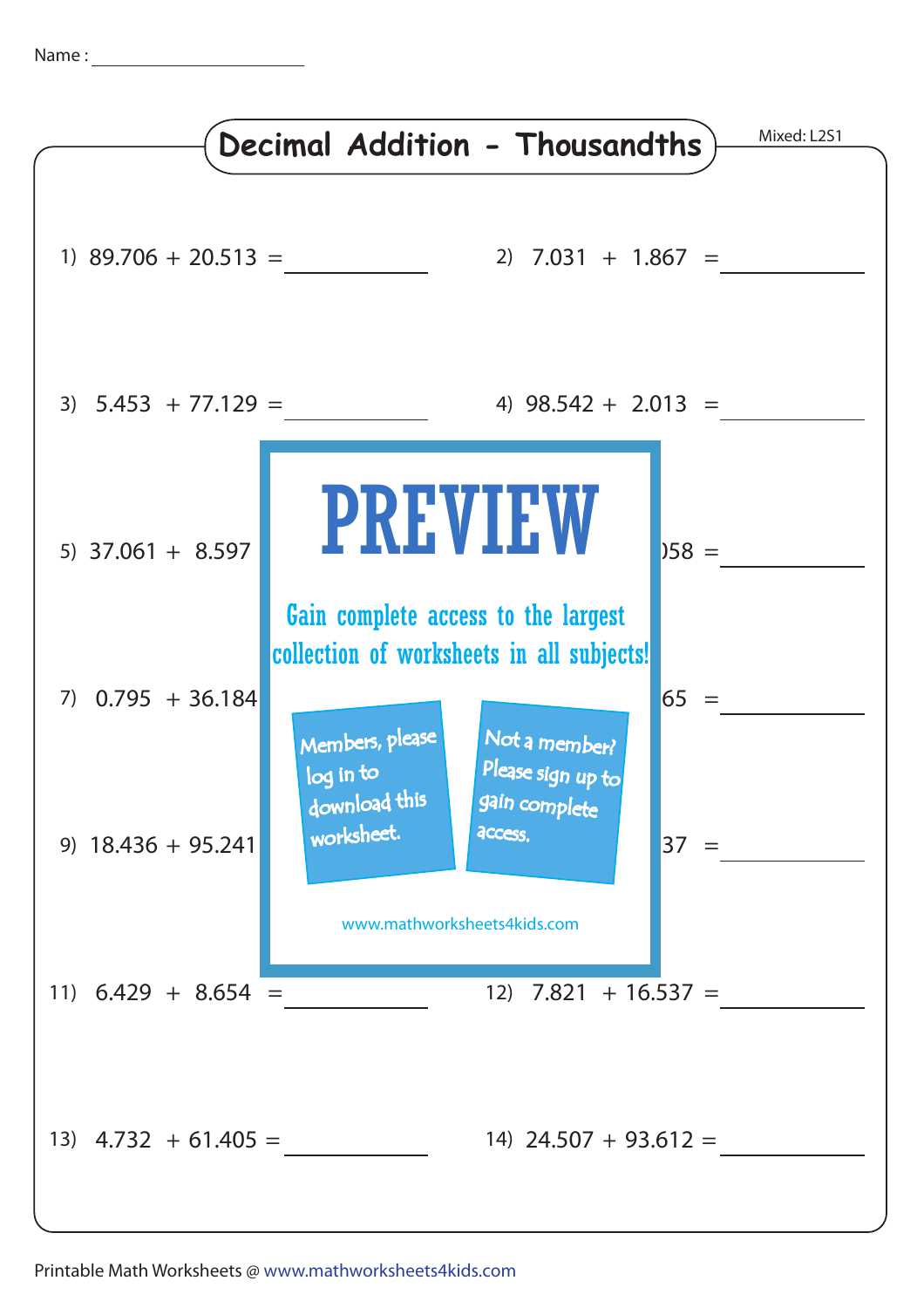Name : ____________________

# Decimal Addition - Thousandths

Mixed: L2S1

1) 89.706 + 20.513 = __________

2) 7.031 + 1.867 = __________

3) 5.453 + 77.129 = __________

4) 98.542 + 2.013 = __________

5) 37.061 + 8.597

)58 = __________

7) 0.795 + 36.184

65 = __________

9) 18.436 + 95.241

37 = __________

11) 6.429 + 8.654 = __________

12) 7.821 + 16.537 = __________

13) 4.732 + 61.405 = __________

14) 24.507 + 93.612 = __________

PREVIEW

Gain complete access to the largest collection of worksheets in all subjects!

Members, please log in to download this worksheet.

Not a member? Please sign up to gain complete access.

www.mathworksheets4kids.com

Printable Math Worksheets @ www.mathworksheets4kids.com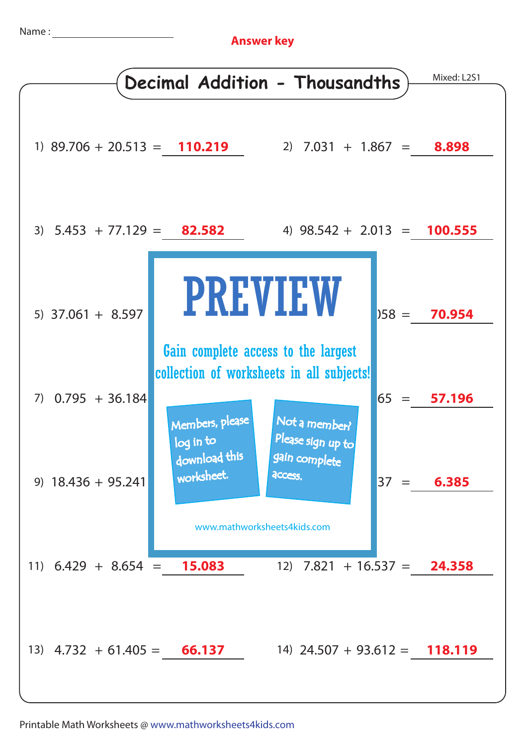Name : ____________________

**Answer key**

# Decimal Addition - Thousandths

Mixed: L2S1

1) 89.706 + 20.513 = **110.219**

2) 7.031 + 1.867 = **8.898**

3) 5.453 + 77.129 = **82.582**

4) 98.542 + 2.013 = **100.555**

5) 37.061 + 8.597

6) )58 = **70.954**

7) 0.795 + 36.184

8) 65 = **57.196**

9) 18.436 + 95.241

10) 37 = **6.385**

11) 6.429 + 8.654 = **15.083**

12) 7.821 + 16.537 = **24.358**

13) 4.732 + 61.405 = **66.137**

14) 24.507 + 93.612 = **118.119**

PREVIEW

Gain complete access to the largest collection of worksheets in all subjects!

Members, please log in to download this worksheet.

Not a member? Please sign up to gain complete access.

www.mathworksheets4kids.com

Printable Math Worksheets @ www.mathworksheets4kids.com